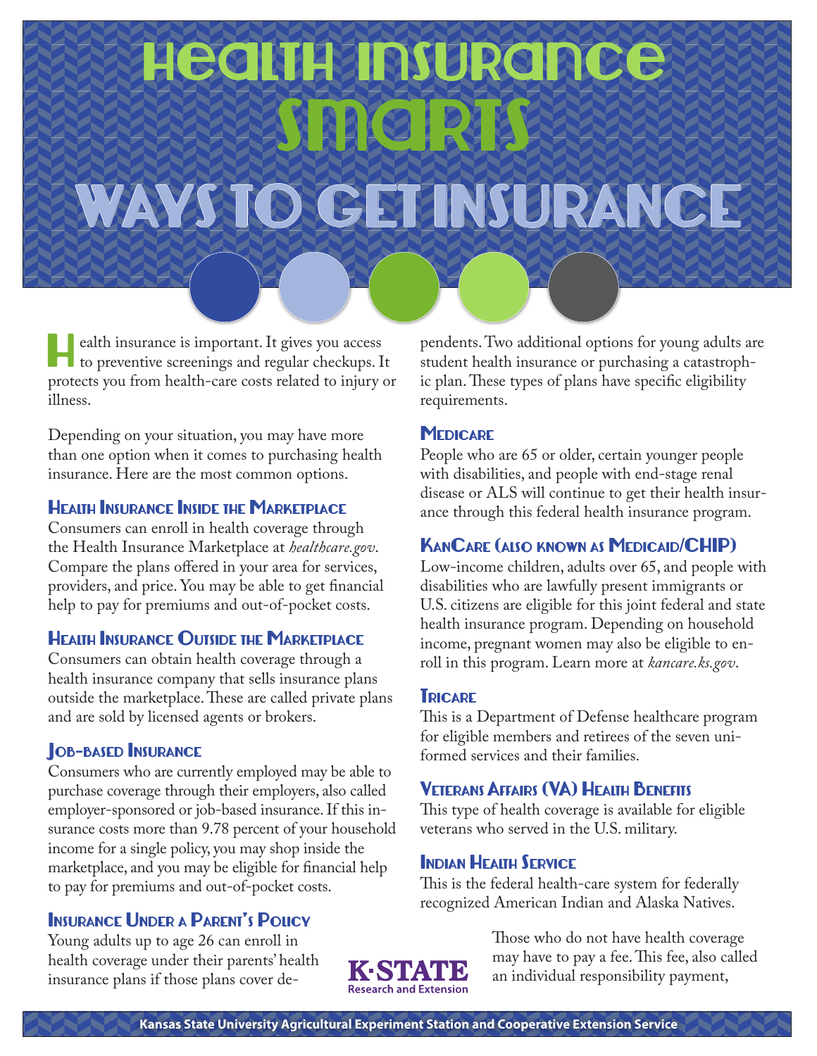# Health Insurance Smarts

## Ways to Get Insurance

Health insurance is important. It gives you access to preventive screenings and regular checkups. It protects you from health-care costs related to injury or illness.

Depending on your situation, you may have more than one option when it comes to purchasing health insurance. Here are the most common options.

### Health Insurance Inside the Marketplace

Consumers can enroll in health coverage through the Health Insurance Marketplace at *healthcare.gov*. Compare the plans offered in your area for services, providers, and price. You may be able to get financial help to pay for premiums and out-of-pocket costs.

### Health Insurance Outside the Marketplace

Consumers can obtain health coverage through a health insurance company that sells insurance plans outside the marketplace. These are called private plans and are sold by licensed agents or brokers.

### Job-based Insurance

Consumers who are currently employed may be able to purchase coverage through their employers, also called employer-sponsored or job-based insurance. If this insurance costs more than 9.78 percent of your household income for a single policy, you may shop inside the marketplace, and you may be eligible for financial help to pay for premiums and out-of-pocket costs.

### Insurance Under a Parent's Policy

Young adults up to age 26 can enroll in health coverage under their parents' health insurance plans if those plans cover dependents. Two additional options for young adults are student health insurance or purchasing a catastrophic plan. These types of plans have specific eligibility requirements.

### Medicare

People who are 65 or older, certain younger people with disabilities, and people with end-stage renal disease or ALS will continue to get their health insurance through this federal health insurance program.

### KanCare (also known as Medicaid/CHIP)

Low-income children, adults over 65, and people with disabilities who are lawfully present immigrants or U.S. citizens are eligible for this joint federal and state health insurance program. Depending on household income, pregnant women may also be eligible to enroll in this program. Learn more at *kancare.ks.gov*.

### Tricare

This is a Department of Defense healthcare program for eligible members and retirees of the seven uniformed services and their families.

### Veterans Affairs (VA) Health Benefits

This type of health coverage is available for eligible veterans who served in the U.S. military.

### Indian Health Service

This is the federal health-care system for federally recognized American Indian and Alaska Natives.

Those who do not have health coverage may have to pay a fee. This fee, also called an individual responsibility payment,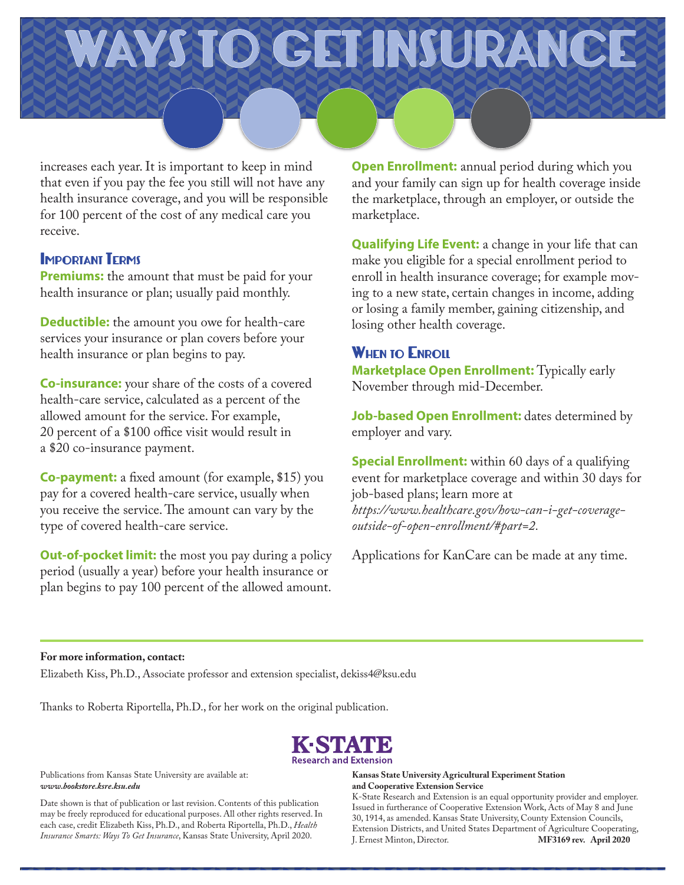# Ways to Get Insurance

increases each year. It is important to keep in mind that even if you pay the fee you still will not have any health insurance coverage, and you will be responsible for 100 percent of the cost of any medical care you receive.

## Important Terms

**Premiums:** the amount that must be paid for your health insurance or plan; usually paid monthly.

**Deductible:** the amount you owe for health-care services your insurance or plan covers before your health insurance or plan begins to pay.

**Co-insurance:** your share of the costs of a covered health-care service, calculated as a percent of the allowed amount for the service. For example, 20 percent of a $100 office visit would result in a $20 co-insurance payment.

**Co-payment:** a fixed amount (for example, $15) you pay for a covered health-care service, usually when you receive the service. The amount can vary by the type of covered health-care service.

**Out-of-pocket limit:** the most you pay during a policy period (usually a year) before your health insurance or plan begins to pay 100 percent of the allowed amount.

**Open Enrollment:** annual period during which you and your family can sign up for health coverage inside the marketplace, through an employer, or outside the marketplace.

**Qualifying Life Event:** a change in your life that can make you eligible for a special enrollment period to enroll in health insurance coverage; for example moving to a new state, certain changes in income, adding or losing a family member, gaining citizenship, and losing other health coverage.

## When to Enroll

**Marketplace Open Enrollment:** Typically early November through mid-December.

**Job-based Open Enrollment:** dates determined by employer and vary.

**Special Enrollment:** within 60 days of a qualifying event for marketplace coverage and within 30 days for job-based plans; learn more at *https://www.healthcare.gov/how-can-i-get-coverage-outside-of-open-enrollment/#part=2*.

Applications for KanCare can be made at any time.

**For more information, contact:**

Elizabeth Kiss, Ph.D., Associate professor and extension specialist, dekiss4@ksu.edu

Thanks to Roberta Riportella, Ph.D., for her work on the original publication.

K·STATE Research and Extension

Publications from Kansas State University are available at: ***www.bookstore.ksre.ksu.edu***

Date shown is that of publication or last revision. Contents of this publication may be freely reproduced for educational purposes. All other rights reserved. In each case, credit Elizabeth Kiss, Ph.D., and Roberta Riportella, Ph.D., *Health Insurance Smarts: Ways To Get Insurance*, Kansas State University, April 2020.

**Kansas State University Agricultural Experiment Station and Cooperative Extension Service**

K-State Research and Extension is an equal opportunity provider and employer. Issued in furtherance of Cooperative Extension Work, Acts of May 8 and June 30, 1914, as amended. Kansas State University, County Extension Councils, Extension Districts, and United States Department of Agriculture Cooperating, J. Ernest Minton, Director. **MF3169 rev. April 2020**